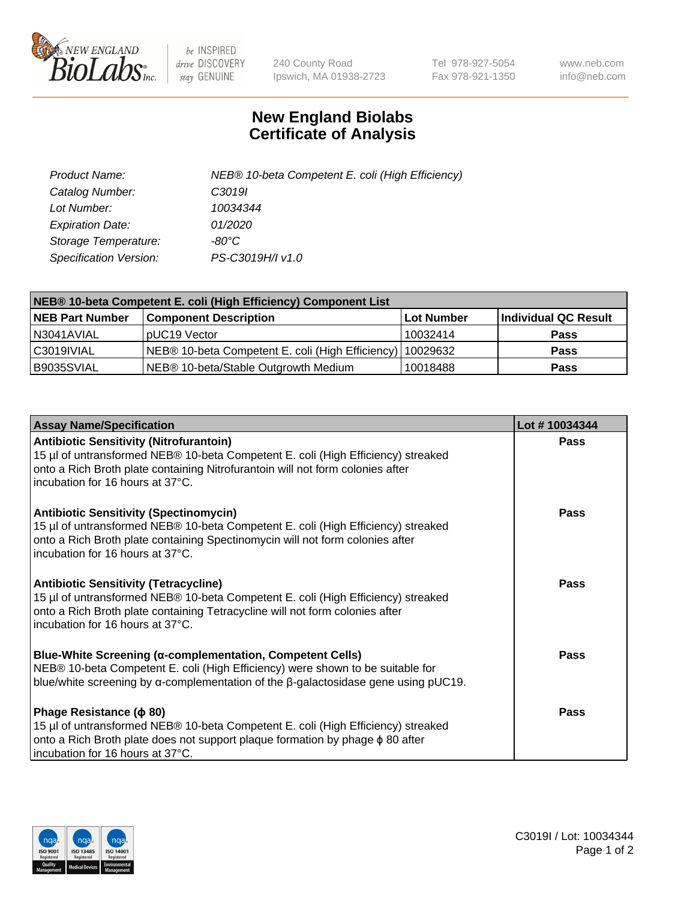# New England Biolabs Certificate of Analysis

| | |
|---|---|
| *Product Name:* | *NEB® 10-beta Competent E. coli (High Efficiency)* |
| *Catalog Number:* | *C3019I* |
| *Lot Number:* | *10034344* |
| *Expiration Date:* | *01/2020* |
| *Storage Temperature:* | *-80°C* |
| *Specification Version:* | *PS-C3019H/I v1.0* |

| NEB® 10-beta Competent E. coli (High Efficiency) Component List | | | |
|---|---|---|---|
| **NEB Part Number** | **Component Description** | **Lot Number** | **Individual QC Result** |
| N3041AVIAL | pUC19 Vector | 10032414 | **Pass** |
| C3019IVIAL | NEB® 10-beta Competent E. coli (High Efficiency) | 10029632 | **Pass** |
| B9035SVIAL | NEB® 10-beta/Stable Outgrowth Medium | 10018488 | **Pass** |

| Assay Name/Specification | Lot # 10034344 |
|---|---|
| **Antibiotic Sensitivity (Nitrofurantoin)**<br>15 µl of untransformed NEB® 10-beta Competent E. coli (High Efficiency) streaked onto a Rich Broth plate containing Nitrofurantoin will not form colonies after incubation for 16 hours at 37°C. | **Pass** |
| **Antibiotic Sensitivity (Spectinomycin)**<br>15 µl of untransformed NEB® 10-beta Competent E. coli (High Efficiency) streaked onto a Rich Broth plate containing Spectinomycin will not form colonies after incubation for 16 hours at 37°C. | **Pass** |
| **Antibiotic Sensitivity (Tetracycline)**<br>15 µl of untransformed NEB® 10-beta Competent E. coli (High Efficiency) streaked onto a Rich Broth plate containing Tetracycline will not form colonies after incubation for 16 hours at 37°C. | **Pass** |
| **Blue-White Screening (α-complementation, Competent Cells)**<br>NEB® 10-beta Competent E. coli (High Efficiency) were shown to be suitable for blue/white screening by α-complementation of the β-galactosidase gene using pUC19. | **Pass** |
| **Phage Resistance (ϕ 80)**<br>15 µl of untransformed NEB® 10-beta Competent E. coli (High Efficiency) streaked onto a Rich Broth plate does not support plaque formation by phage ϕ 80 after incubation for 16 hours at 37°C. | **Pass** |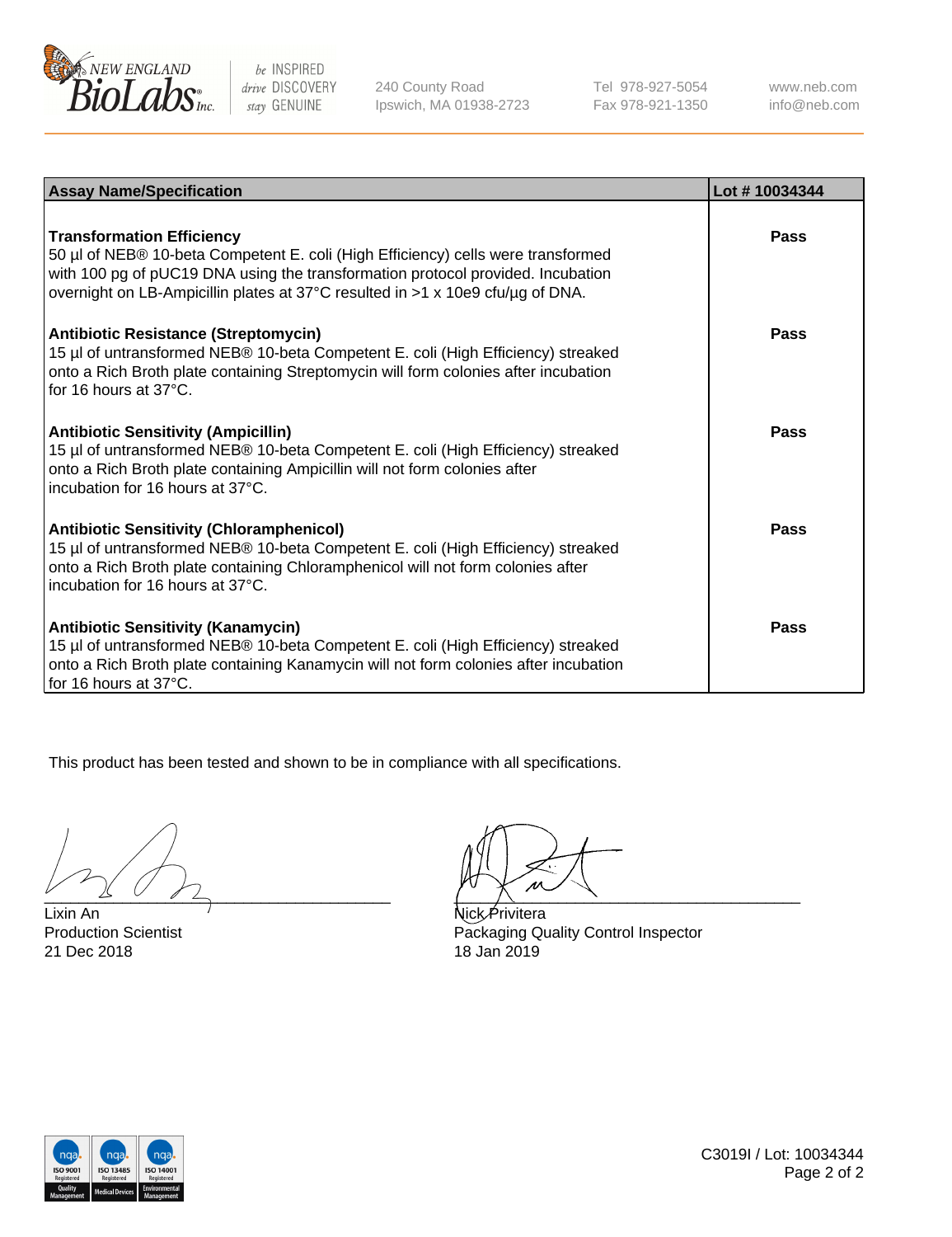| Assay Name/Specification | Lot # 10034344 |
| --- | --- |
| **Transformation Efficiency**<br>50 µl of NEB® 10-beta Competent E. coli (High Efficiency) cells were transformed with 100 pg of pUC19 DNA using the transformation protocol provided. Incubation overnight on LB-Ampicillin plates at 37°C resulted in >1 x 10e9 cfu/µg of DNA. | **Pass** |
| **Antibiotic Resistance (Streptomycin)**<br>15 µl of untransformed NEB® 10-beta Competent E. coli (High Efficiency) streaked onto a Rich Broth plate containing Streptomycin will form colonies after incubation for 16 hours at 37°C. | **Pass** |
| **Antibiotic Sensitivity (Ampicillin)**<br>15 µl of untransformed NEB® 10-beta Competent E. coli (High Efficiency) streaked onto a Rich Broth plate containing Ampicillin will not form colonies after incubation for 16 hours at 37°C. | **Pass** |
| **Antibiotic Sensitivity (Chloramphenicol)**<br>15 µl of untransformed NEB® 10-beta Competent E. coli (High Efficiency) streaked onto a Rich Broth plate containing Chloramphenicol will not form colonies after incubation for 16 hours at 37°C. | **Pass** |
| **Antibiotic Sensitivity (Kanamycin)**<br>15 µl of untransformed NEB® 10-beta Competent E. coli (High Efficiency) streaked onto a Rich Broth plate containing Kanamycin will not form colonies after incubation for 16 hours at 37°C. | **Pass** |

This product has been tested and shown to be in compliance with all specifications.

Lixin An
Production Scientist
21 Dec 2018

Nick Privitera
Packaging Quality Control Inspector
18 Jan 2019

C3019I / Lot: 10034344